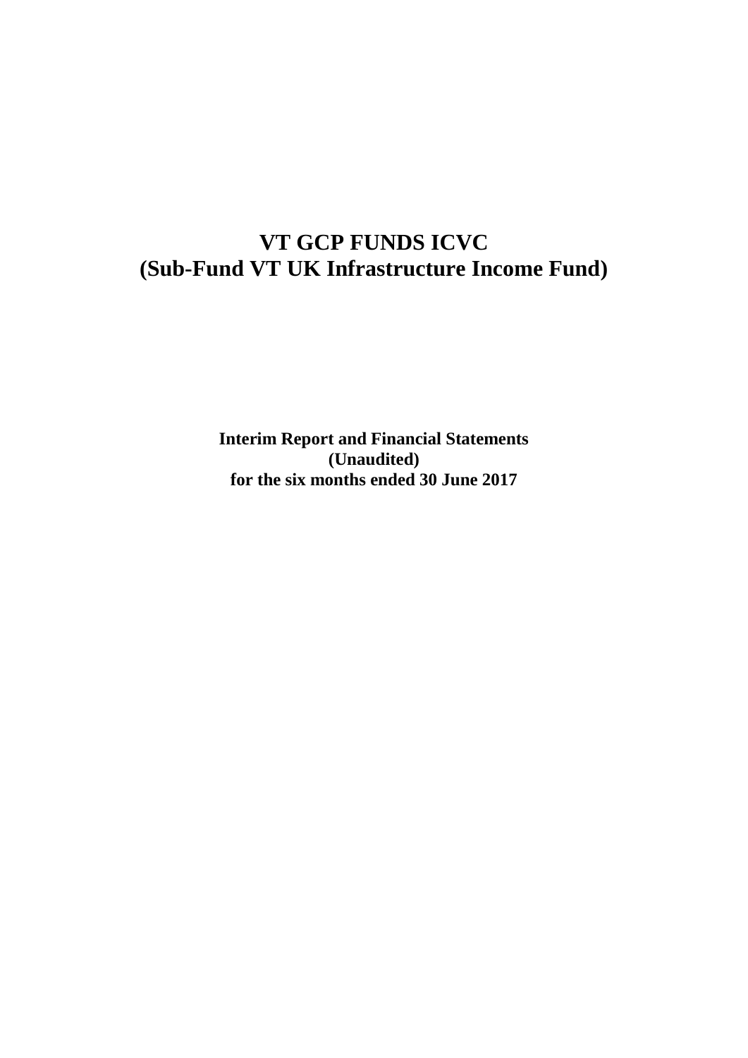# VT GCP FUNDS ICVC
# (Sub-Fund VT UK Infrastructure Income Fund)

**Interim Report and Financial Statements**
**(Unaudited)**
**for the six months ended 30 June 2017**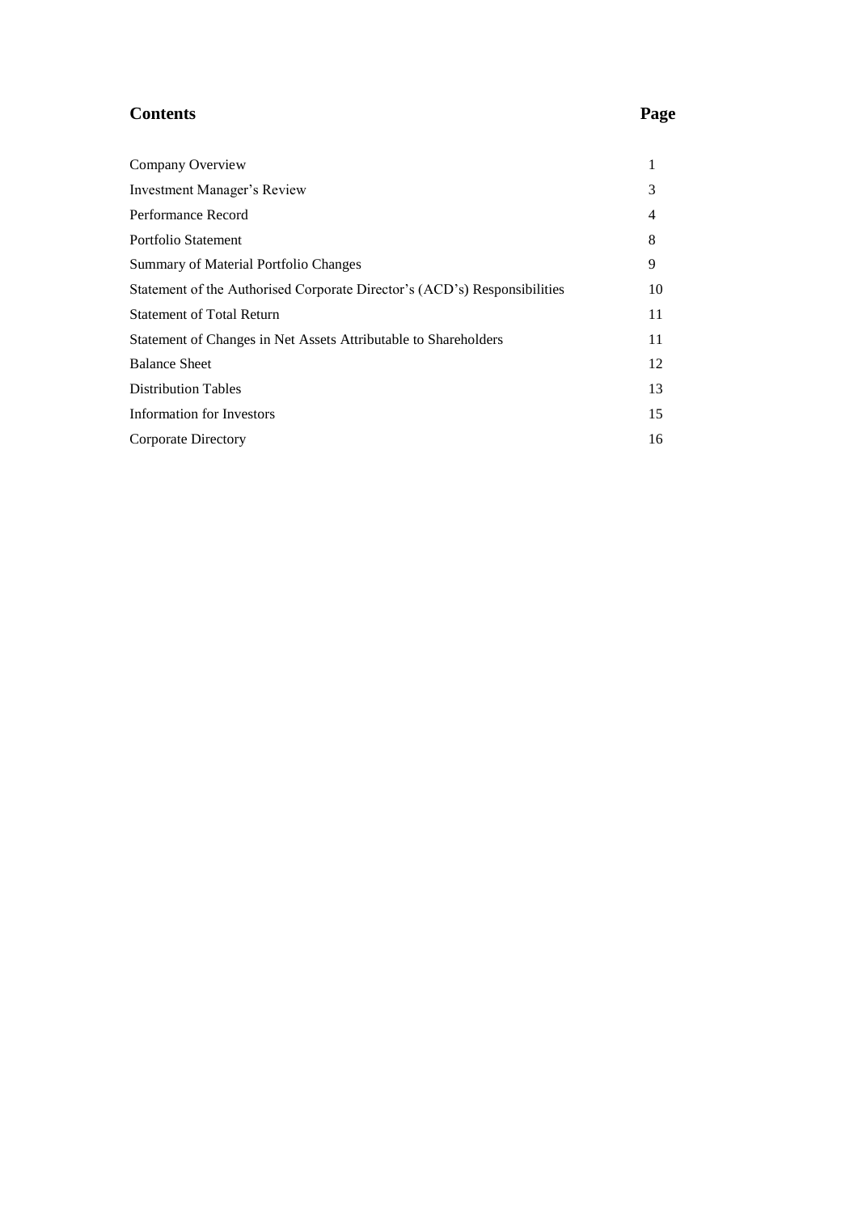## Contents

| | Page |
|---|---|
| Company Overview | 1 |
| Investment Manager's Review | 3 |
| Performance Record | 4 |
| Portfolio Statement | 8 |
| Summary of Material Portfolio Changes | 9 |
| Statement of the Authorised Corporate Director's (ACD's) Responsibilities | 10 |
| Statement of Total Return | 11 |
| Statement of Changes in Net Assets Attributable to Shareholders | 11 |
| Balance Sheet | 12 |
| Distribution Tables | 13 |
| Information for Investors | 15 |
| Corporate Directory | 16 |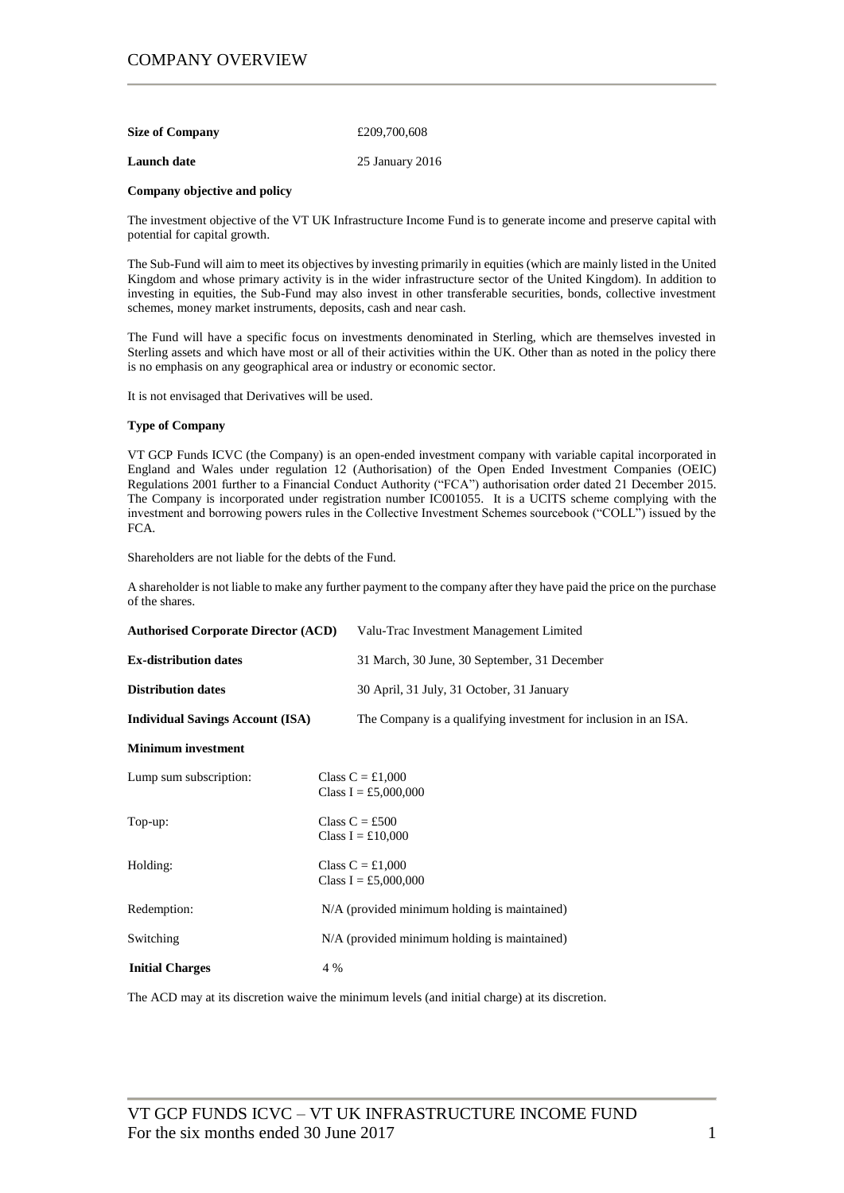# COMPANY OVERVIEW

**Size of Company** £209,700,608

**Launch date** 25 January 2016

**Company objective and policy**

The investment objective of the VT UK Infrastructure Income Fund is to generate income and preserve capital with potential for capital growth.

The Sub-Fund will aim to meet its objectives by investing primarily in equities (which are mainly listed in the United Kingdom and whose primary activity is in the wider infrastructure sector of the United Kingdom). In addition to investing in equities, the Sub-Fund may also invest in other transferable securities, bonds, collective investment schemes, money market instruments, deposits, cash and near cash.

The Fund will have a specific focus on investments denominated in Sterling, which are themselves invested in Sterling assets and which have most or all of their activities within the UK. Other than as noted in the policy there is no emphasis on any geographical area or industry or economic sector.

It is not envisaged that Derivatives will be used.

**Type of Company**

VT GCP Funds ICVC (the Company) is an open-ended investment company with variable capital incorporated in England and Wales under regulation 12 (Authorisation) of the Open Ended Investment Companies (OEIC) Regulations 2001 further to a Financial Conduct Authority ("FCA") authorisation order dated 21 December 2015. The Company is incorporated under registration number IC001055. It is a UCITS scheme complying with the investment and borrowing powers rules in the Collective Investment Schemes sourcebook ("COLL") issued by the FCA.

Shareholders are not liable for the debts of the Fund.

A shareholder is not liable to make any further payment to the company after they have paid the price on the purchase of the shares.

**Authorised Corporate Director (ACD)** Valu-Trac Investment Management Limited

**Ex-distribution dates** 31 March, 30 June, 30 September, 31 December

**Distribution dates** 30 April, 31 July, 31 October, 31 January

**Individual Savings Account (ISA)** The Company is a qualifying investment for inclusion in an ISA.

**Minimum investment**

Lump sum subscription: Class C = £1,000
Class I = £5,000,000

Top-up: Class C = £500
Class I = £10,000

Holding: Class C = £1,000
Class I = £5,000,000

Redemption: N/A (provided minimum holding is maintained)

Switching N/A (provided minimum holding is maintained)

**Initial Charges** 4 %

The ACD may at its discretion waive the minimum levels (and initial charge) at its discretion.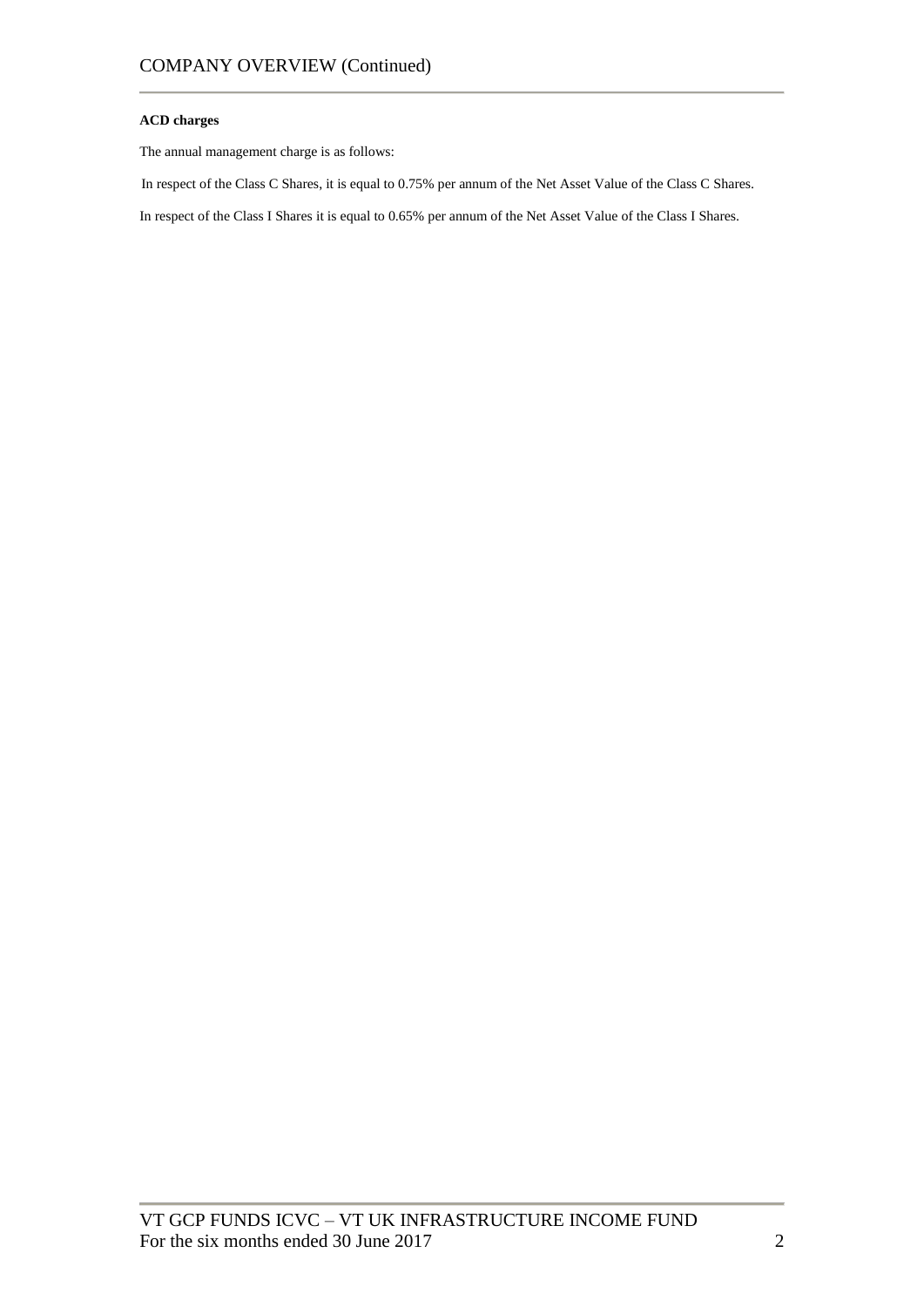**ACD charges**

The annual management charge is as follows:

In respect of the Class C Shares, it is equal to 0.75% per annum of the Net Asset Value of the Class C Shares.

In respect of the Class I Shares it is equal to 0.65% per annum of the Net Asset Value of the Class I Shares.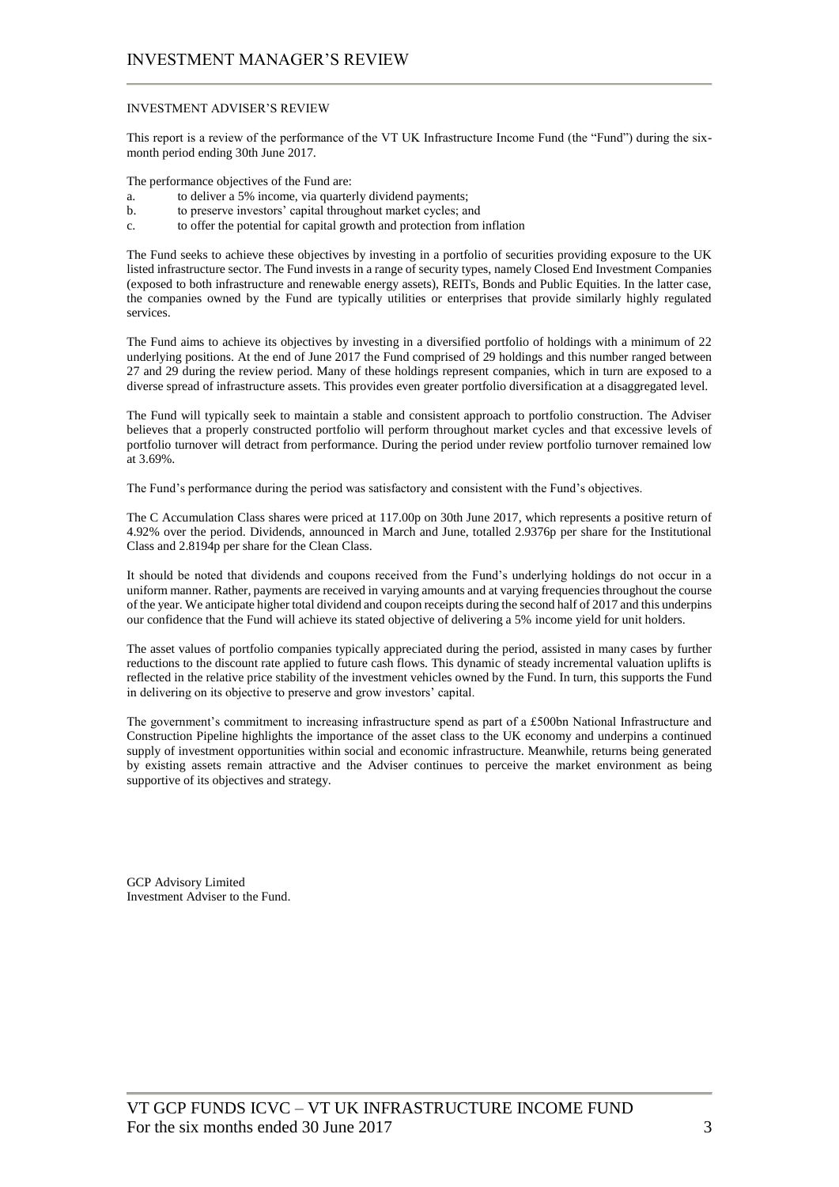# INVESTMENT MANAGER'S REVIEW

## INVESTMENT ADVISER'S REVIEW

This report is a review of the performance of the VT UK Infrastructure Income Fund (the "Fund") during the six-month period ending 30th June 2017.

The performance objectives of the Fund are:

a. to deliver a 5% income, via quarterly dividend payments;
b. to preserve investors' capital throughout market cycles; and
c. to offer the potential for capital growth and protection from inflation

The Fund seeks to achieve these objectives by investing in a portfolio of securities providing exposure to the UK listed infrastructure sector. The Fund invests in a range of security types, namely Closed End Investment Companies (exposed to both infrastructure and renewable energy assets), REITs, Bonds and Public Equities. In the latter case, the companies owned by the Fund are typically utilities or enterprises that provide similarly highly regulated services.

The Fund aims to achieve its objectives by investing in a diversified portfolio of holdings with a minimum of 22 underlying positions. At the end of June 2017 the Fund comprised of 29 holdings and this number ranged between 27 and 29 during the review period. Many of these holdings represent companies, which in turn are exposed to a diverse spread of infrastructure assets. This provides even greater portfolio diversification at a disaggregated level.

The Fund will typically seek to maintain a stable and consistent approach to portfolio construction. The Adviser believes that a properly constructed portfolio will perform throughout market cycles and that excessive levels of portfolio turnover will detract from performance. During the period under review portfolio turnover remained low at 3.69%.

The Fund's performance during the period was satisfactory and consistent with the Fund's objectives.

The C Accumulation Class shares were priced at 117.00p on 30th June 2017, which represents a positive return of 4.92% over the period. Dividends, announced in March and June, totalled 2.9376p per share for the Institutional Class and 2.8194p per share for the Clean Class.

It should be noted that dividends and coupons received from the Fund's underlying holdings do not occur in a uniform manner. Rather, payments are received in varying amounts and at varying frequencies throughout the course of the year. We anticipate higher total dividend and coupon receipts during the second half of 2017 and this underpins our confidence that the Fund will achieve its stated objective of delivering a 5% income yield for unit holders.

The asset values of portfolio companies typically appreciated during the period, assisted in many cases by further reductions to the discount rate applied to future cash flows. This dynamic of steady incremental valuation uplifts is reflected in the relative price stability of the investment vehicles owned by the Fund. In turn, this supports the Fund in delivering on its objective to preserve and grow investors' capital.

The government's commitment to increasing infrastructure spend as part of a £500bn National Infrastructure and Construction Pipeline highlights the importance of the asset class to the UK economy and underpins a continued supply of investment opportunities within social and economic infrastructure. Meanwhile, returns being generated by existing assets remain attractive and the Adviser continues to perceive the market environment as being supportive of its objectives and strategy.

GCP Advisory Limited
Investment Adviser to the Fund.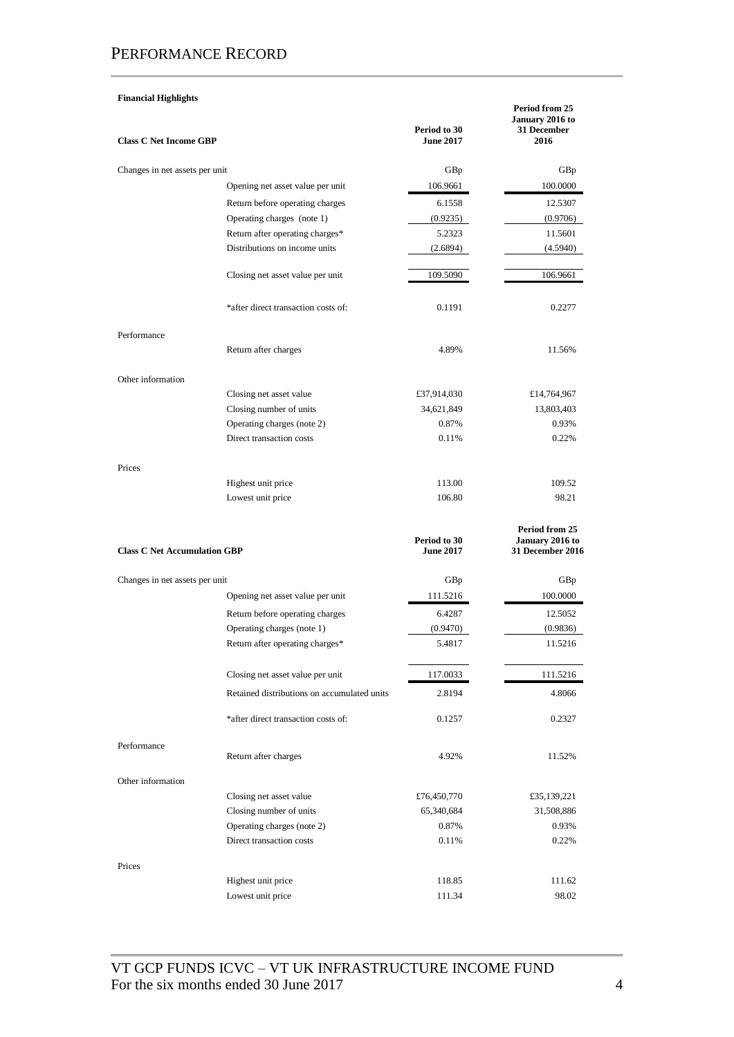# PERFORMANCE RECORD

**Financial Highlights**

| **Class C Net Income GBP** | | **Period to 30 June 2017** | **Period from 25 January 2016 to 31 December 2016** |
|---|---|---|---|
| Changes in net assets per unit | | GBp | GBp |
| | Opening net asset value per unit | 106.9661 | 100.0000 |
| | Return before operating charges | 6.1558 | 12.5307 |
| | Operating charges (note 1) | (0.9235) | (0.9706) |
| | Return after operating charges* | 5.2323 | 11.5601 |
| | Distributions on income units | (2.6894) | (4.5940) |
| | Closing net asset value per unit | 109.5090 | 106.9661 |
| | *after direct transaction costs of: | 0.1191 | 0.2277 |
| Performance | | | |
| | Return after charges | 4.89% | 11.56% |
| Other information | | | |
| | Closing net asset value | £37,914,030 | £14,764,967 |
| | Closing number of units | 34,621,849 | 13,803,403 |
| | Operating charges (note 2) | 0.87% | 0.93% |
| | Direct transaction costs | 0.11% | 0.22% |
| Prices | | | |
| | Highest unit price | 113.00 | 109.52 |
| | Lowest unit price | 106.80 | 98.21 |

| **Class C Net Accumulation GBP** | | **Period to 30 June 2017** | **Period from 25 January 2016 to 31 December 2016** |
|---|---|---|---|
| Changes in net assets per unit | | GBp | GBp |
| | Opening net asset value per unit | 111.5216 | 100.0000 |
| | Return before operating charges | 6.4287 | 12.5052 |
| | Operating charges (note 1) | (0.9470) | (0.9836) |
| | Return after operating charges* | 5.4817 | 11.5216 |
| | Closing net asset value per unit | 117.0033 | 111.5216 |
| | Retained distributions on accumulated units | 2.8194 | 4.8066 |
| | *after direct transaction costs of: | 0.1257 | 0.2327 |
| Performance | | | |
| | Return after charges | 4.92% | 11.52% |
| Other information | | | |
| | Closing net asset value | £76,450,770 | £35,139,221 |
| | Closing number of units | 65,340,684 | 31,508,886 |
| | Operating charges (note 2) | 0.87% | 0.93% |
| | Direct transaction costs | 0.11% | 0.22% |
| Prices | | | |
| | Highest unit price | 118.85 | 111.62 |
| | Lowest unit price | 111.34 | 98.02 |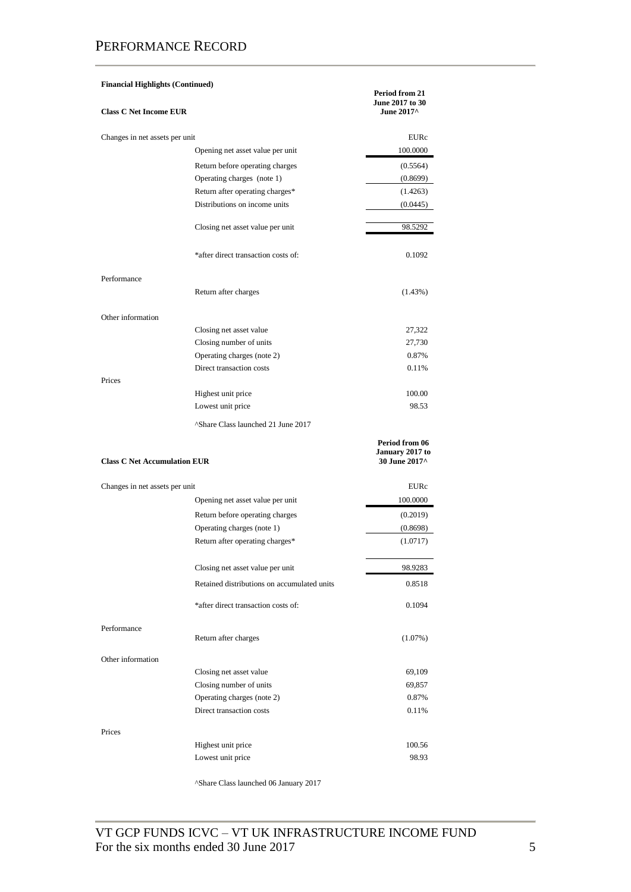## PERFORMANCE RECORD

**Financial Highlights (Continued)**

| **Class C Net Income EUR** | | **Period from 21 June 2017 to 30 June 2017^** |
|---|---|---|
| Changes in net assets per unit | | EURc |
| | Opening net asset value per unit | 100.0000 |
| | Return before operating charges | (0.5564) |
| | Operating charges (note 1) | (0.8699) |
| | Return after operating charges* | (1.4263) |
| | Distributions on income units | (0.0445) |
| | Closing net asset value per unit | 98.5292 |
| | *after direct transaction costs of: | 0.1092 |
| Performance | | |
| | Return after charges | (1.43%) |
| Other information | | |
| | Closing net asset value | 27,322 |
| | Closing number of units | 27,730 |
| | Operating charges (note 2) | 0.87% |
| | Direct transaction costs | 0.11% |
| Prices | | |
| | Highest unit price | 100.00 |
| | Lowest unit price | 98.53 |

^Share Class launched 21 June 2017

| **Class C Net Accumulation EUR** | | **Period from 06 January 2017 to 30 June 2017^** |
|---|---|---|
| Changes in net assets per unit | | EURc |
| | Opening net asset value per unit | 100.0000 |
| | Return before operating charges | (0.2019) |
| | Operating charges (note 1) | (0.8698) |
| | Return after operating charges* | (1.0717) |
| | Closing net asset value per unit | 98.9283 |
| | Retained distributions on accumulated units | 0.8518 |
| | *after direct transaction costs of: | 0.1094 |
| Performance | | |
| | Return after charges | (1.07%) |
| Other information | | |
| | Closing net asset value | 69,109 |
| | Closing number of units | 69,857 |
| | Operating charges (note 2) | 0.87% |
| | Direct transaction costs | 0.11% |
| Prices | | |
| | Highest unit price | 100.56 |
| | Lowest unit price | 98.93 |

^Share Class launched 06 January 2017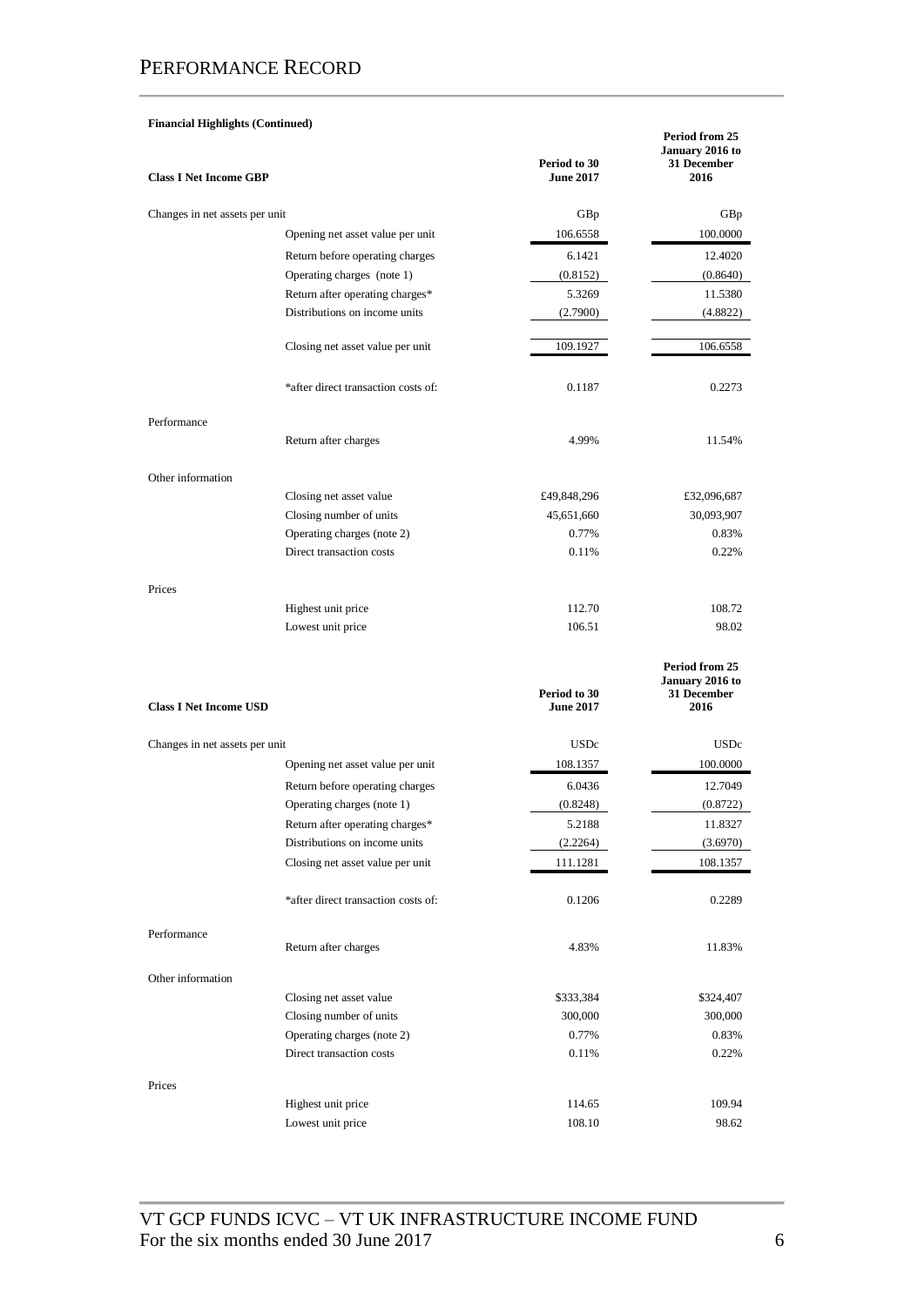# PERFORMANCE RECORD

**Financial Highlights (Continued)**

| **Class I Net Income GBP** | | **Period to 30 June 2017** | **Period from 25 January 2016 to 31 December 2016** |
|---|---|---|---|
| Changes in net assets per unit | | GBp | GBp |
| | Opening net asset value per unit | 106.6558 | 100.0000 |
| | Return before operating charges | 6.1421 | 12.4020 |
| | Operating charges (note 1) | (0.8152) | (0.8640) |
| | Return after operating charges* | 5.3269 | 11.5380 |
| | Distributions on income units | (2.7900) | (4.8822) |
| | Closing net asset value per unit | 109.1927 | 106.6558 |
| | *after direct transaction costs of: | 0.1187 | 0.2273 |
| Performance | | | |
| | Return after charges | 4.99% | 11.54% |
| Other information | | | |
| | Closing net asset value | £49,848,296 | £32,096,687 |
| | Closing number of units | 45,651,660 | 30,093,907 |
| | Operating charges (note 2) | 0.77% | 0.83% |
| | Direct transaction costs | 0.11% | 0.22% |
| Prices | | | |
| | Highest unit price | 112.70 | 108.72 |
| | Lowest unit price | 106.51 | 98.02 |

| **Class I Net Income USD** | | **Period to 30 June 2017** | **Period from 25 January 2016 to 31 December 2016** |
|---|---|---|---|
| Changes in net assets per unit | | USDc | USDc |
| | Opening net asset value per unit | 108.1357 | 100.0000 |
| | Return before operating charges | 6.0436 | 12.7049 |
| | Operating charges (note 1) | (0.8248) | (0.8722) |
| | Return after operating charges* | 5.2188 | 11.8327 |
| | Distributions on income units | (2.2264) | (3.6970) |
| | Closing net asset value per unit | 111.1281 | 108.1357 |
| | *after direct transaction costs of: | 0.1206 | 0.2289 |
| Performance | | | |
| | Return after charges | 4.83% | 11.83% |
| Other information | | | |
| | Closing net asset value | $333,384 | $324,407 |
| | Closing number of units | 300,000 | 300,000 |
| | Operating charges (note 2) | 0.77% | 0.83% |
| | Direct transaction costs | 0.11% | 0.22% |
| Prices | | | |
| | Highest unit price | 114.65 | 109.94 |
| | Lowest unit price | 108.10 | 98.62 |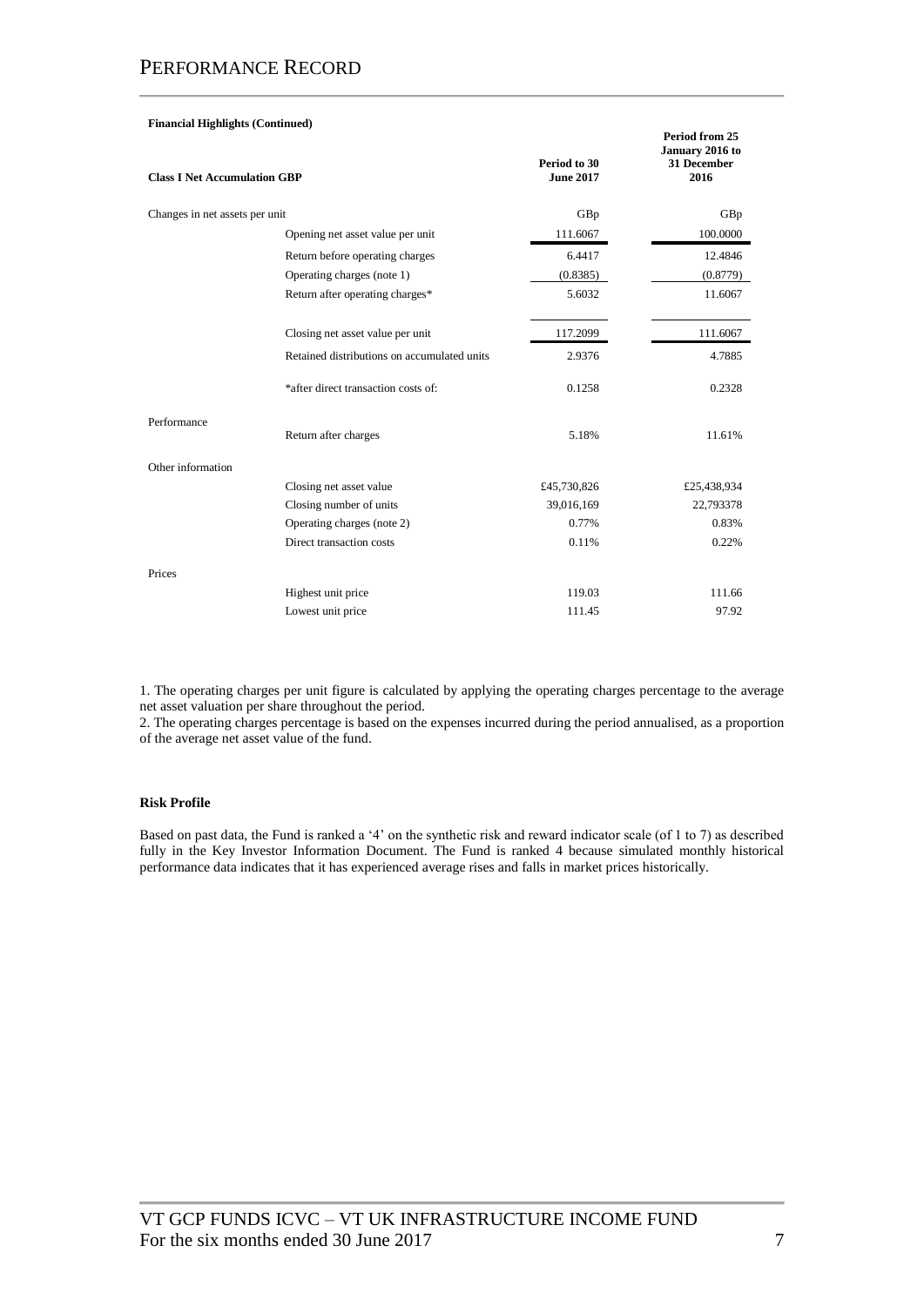# PERFORMANCE RECORD

**Financial Highlights (Continued)**

| **Class I Net Accumulation GBP** | | **Period to 30 June 2017** | **Period from 25 January 2016 to 31 December 2016** |
|---|---|---|---|
| Changes in net assets per unit | | GBp | GBp |
| | Opening net asset value per unit | 111.6067 | 100.0000 |
| | Return before operating charges | 6.4417 | 12.4846 |
| | Operating charges (note 1) | (0.8385) | (0.8779) |
| | Return after operating charges* | 5.6032 | 11.6067 |
| | Closing net asset value per unit | 117.2099 | 111.6067 |
| | Retained distributions on accumulated units | 2.9376 | 4.7885 |
| | *after direct transaction costs of: | 0.1258 | 0.2328 |
| Performance | | | |
| | Return after charges | 5.18% | 11.61% |
| Other information | | | |
| | Closing net asset value | £45,730,826 | £25,438,934 |
| | Closing number of units | 39,016,169 | 22,793378 |
| | Operating charges (note 2) | 0.77% | 0.83% |
| | Direct transaction costs | 0.11% | 0.22% |
| Prices | | | |
| | Highest unit price | 119.03 | 111.66 |
| | Lowest unit price | 111.45 | 97.92 |

1. The operating charges per unit figure is calculated by applying the operating charges percentage to the average net asset valuation per share throughout the period.
2. The operating charges percentage is based on the expenses incurred during the period annualised, as a proportion of the average net asset value of the fund.

**Risk Profile**

Based on past data, the Fund is ranked a '4' on the synthetic risk and reward indicator scale (of 1 to 7) as described fully in the Key Investor Information Document. The Fund is ranked 4 because simulated monthly historical performance data indicates that it has experienced average rises and falls in market prices historically.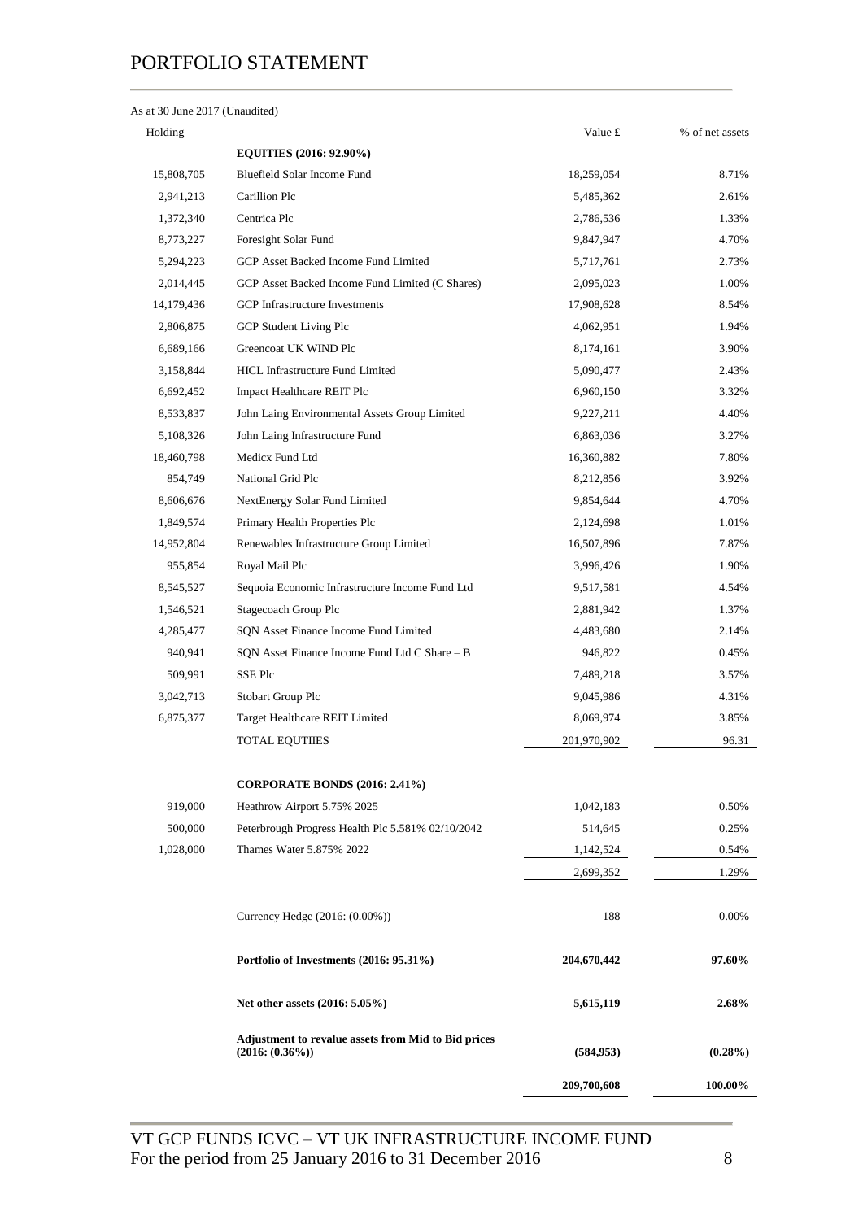# PORTFOLIO STATEMENT

As at 30 June 2017 (Unaudited)

| Holding | | Value £ | % of net assets |
|---|---|---|---|
| | **EQUITIES (2016: 92.90%)** | | |
| 15,808,705 | Bluefield Solar Income Fund | 18,259,054 | 8.71% |
| 2,941,213 | Carillion Plc | 5,485,362 | 2.61% |
| 1,372,340 | Centrica Plc | 2,786,536 | 1.33% |
| 8,773,227 | Foresight Solar Fund | 9,847,947 | 4.70% |
| 5,294,223 | GCP Asset Backed Income Fund Limited | 5,717,761 | 2.73% |
| 2,014,445 | GCP Asset Backed Income Fund Limited (C Shares) | 2,095,023 | 1.00% |
| 14,179,436 | GCP Infrastructure Investments | 17,908,628 | 8.54% |
| 2,806,875 | GCP Student Living Plc | 4,062,951 | 1.94% |
| 6,689,166 | Greencoat UK WIND Plc | 8,174,161 | 3.90% |
| 3,158,844 | HICL Infrastructure Fund Limited | 5,090,477 | 2.43% |
| 6,692,452 | Impact Healthcare REIT Plc | 6,960,150 | 3.32% |
| 8,533,837 | John Laing Environmental Assets Group Limited | 9,227,211 | 4.40% |
| 5,108,326 | John Laing Infrastructure Fund | 6,863,036 | 3.27% |
| 18,460,798 | Medicx Fund Ltd | 16,360,882 | 7.80% |
| 854,749 | National Grid Plc | 8,212,856 | 3.92% |
| 8,606,676 | NextEnergy Solar Fund Limited | 9,854,644 | 4.70% |
| 1,849,574 | Primary Health Properties Plc | 2,124,698 | 1.01% |
| 14,952,804 | Renewables Infrastructure Group Limited | 16,507,896 | 7.87% |
| 955,854 | Royal Mail Plc | 3,996,426 | 1.90% |
| 8,545,527 | Sequoia Economic Infrastructure Income Fund Ltd | 9,517,581 | 4.54% |
| 1,546,521 | Stagecoach Group Plc | 2,881,942 | 1.37% |
| 4,285,477 | SQN Asset Finance Income Fund Limited | 4,483,680 | 2.14% |
| 940,941 | SQN Asset Finance Income Fund Ltd C Share – B | 946,822 | 0.45% |
| 509,991 | SSE Plc | 7,489,218 | 3.57% |
| 3,042,713 | Stobart Group Plc | 9,045,986 | 4.31% |
| 6,875,377 | Target Healthcare REIT Limited | 8,069,974 | 3.85% |
| | TOTAL EQUTIIES | 201,970,902 | 96.31 |
| | | | |
| | **CORPORATE BONDS (2016: 2.41%)** | | |
| 919,000 | Heathrow Airport 5.75% 2025 | 1,042,183 | 0.50% |
| 500,000 | Peterbrough Progress Health Plc 5.581% 02/10/2042 | 514,645 | 0.25% |
| 1,028,000 | Thames Water 5.875% 2022 | 1,142,524 | 0.54% |
| | | 2,699,352 | 1.29% |
| | | | |
| | Currency Hedge (2016: (0.00%)) | 188 | 0.00% |
| | | | |
| | **Portfolio of Investments (2016: 95.31%)** | **204,670,442** | **97.60%** |
| | | | |
| | **Net other assets (2016: 5.05%)** | **5,615,119** | **2.68%** |
| | | | |
| | **Adjustment to revalue assets from Mid to Bid prices (2016: (0.36%))** | **(584,953)** | **(0.28%)** |
| | | **209,700,608** | **100.00%** |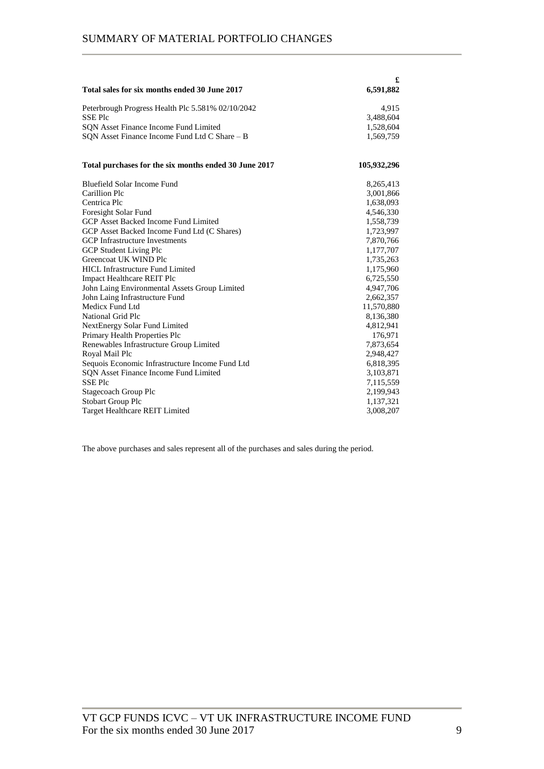# SUMMARY OF MATERIAL PORTFOLIO CHANGES

| | £ |
|---|---|
| **Total sales for six months ended 30 June 2017** | **6,591,882** |
| | |
| Peterbrough Progress Health Plc 5.581% 02/10/2042 | 4,915 |
| SSE Plc | 3,488,604 |
| SQN Asset Finance Income Fund Limited | 1,528,604 |
| SQN Asset Finance Income Fund Ltd C Share – B | 1,569,759 |
| | |
| **Total purchases for the six months ended 30 June 2017** | **105,932,296** |
| | |
| Bluefield Solar Income Fund | 8,265,413 |
| Carillion Plc | 3,001,866 |
| Centrica Plc | 1,638,093 |
| Foresight Solar Fund | 4,546,330 |
| GCP Asset Backed Income Fund Limited | 1,558,739 |
| GCP Asset Backed Income Fund Ltd (C Shares) | 1,723,997 |
| GCP Infrastructure Investments | 7,870,766 |
| GCP Student Living Plc | 1,177,707 |
| Greencoat UK WIND Plc | 1,735,263 |
| HICL Infrastructure Fund Limited | 1,175,960 |
| Impact Healthcare REIT Plc | 6,725,550 |
| John Laing Environmental Assets Group Limited | 4,947,706 |
| John Laing Infrastructure Fund | 2,662,357 |
| Medicx Fund Ltd | 11,570,880 |
| National Grid Plc | 8,136,380 |
| NextEnergy Solar Fund Limited | 4,812,941 |
| Primary Health Properties Plc | 176,971 |
| Renewables Infrastructure Group Limited | 7,873,654 |
| Royal Mail Plc | 2,948,427 |
| Sequois Economic Infrastructure Income Fund Ltd | 6,818,395 |
| SQN Asset Finance Income Fund Limited | 3,103,871 |
| SSE Plc | 7,115,559 |
| Stagecoach Group Plc | 2,199,943 |
| Stobart Group Plc | 1,137,321 |
| Target Healthcare REIT Limited | 3,008,207 |

The above purchases and sales represent all of the purchases and sales during the period.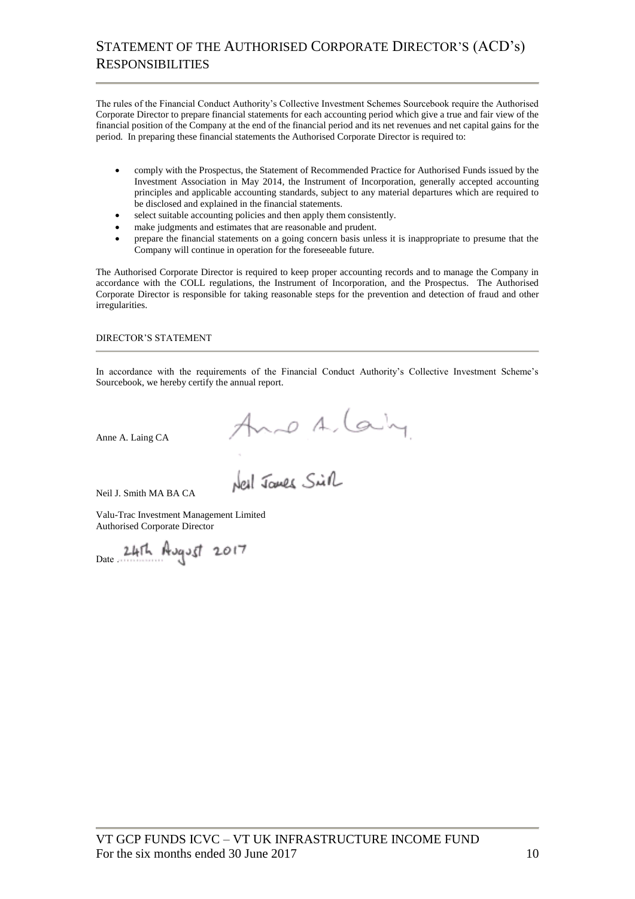# STATEMENT OF THE AUTHORISED CORPORATE DIRECTOR'S (ACD's) RESPONSIBILITIES

The rules of the Financial Conduct Authority's Collective Investment Schemes Sourcebook require the Authorised Corporate Director to prepare financial statements for each accounting period which give a true and fair view of the financial position of the Company at the end of the financial period and its net revenues and net capital gains for the period. In preparing these financial statements the Authorised Corporate Director is required to:

- comply with the Prospectus, the Statement of Recommended Practice for Authorised Funds issued by the Investment Association in May 2014, the Instrument of Incorporation, generally accepted accounting principles and applicable accounting standards, subject to any material departures which are required to be disclosed and explained in the financial statements.
- select suitable accounting policies and then apply them consistently.
- make judgments and estimates that are reasonable and prudent.
- prepare the financial statements on a going concern basis unless it is inappropriate to presume that the Company will continue in operation for the foreseeable future.

The Authorised Corporate Director is required to keep proper accounting records and to manage the Company in accordance with the COLL regulations, the Instrument of Incorporation, and the Prospectus. The Authorised Corporate Director is responsible for taking reasonable steps for the prevention and detection of fraud and other irregularities.

## DIRECTOR'S STATEMENT

In accordance with the requirements of the Financial Conduct Authority's Collective Investment Scheme's Sourcebook, we hereby certify the annual report.

Anne A. Laing CA

Neil J. Smith MA BA CA

Valu-Trac Investment Management Limited
Authorised Corporate Director

Date 24th August 2017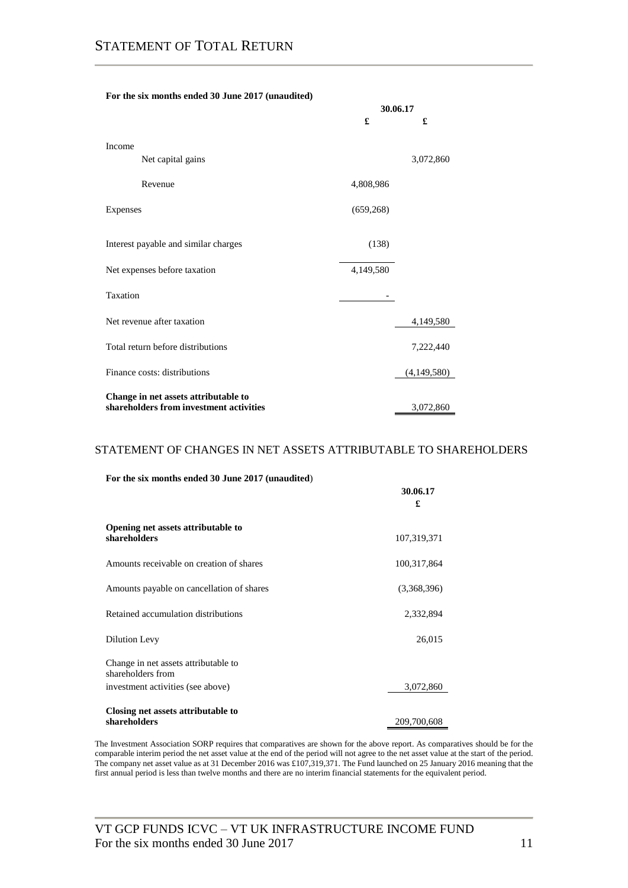# STATEMENT OF TOTAL RETURN

**For the six months ended 30 June 2017 (unaudited)**

| | 30.06.17 | |
|---|---|---|
| | **£** | **£** |
| Income | | |
| Net capital gains | | 3,072,860 |
| Revenue | 4,808,986 | |
| Expenses | (659,268) | |
| Interest payable and similar charges | (138) | |
| Net expenses before taxation | 4,149,580 | |
| Taxation | - | |
| Net revenue after taxation | | 4,149,580 |
| Total return before distributions | | 7,222,440 |
| Finance costs: distributions | | (4,149,580) |
| **Change in net assets attributable to shareholders from investment activities** | | 3,072,860 |

## STATEMENT OF CHANGES IN NET ASSETS ATTRIBUTABLE TO SHAREHOLDERS

**For the six months ended 30 June 2017 (unaudited)**

| | 30.06.17 |
|---|---|
| | **£** |
| **Opening net assets attributable to shareholders** | 107,319,371 |
| Amounts receivable on creation of shares | 100,317,864 |
| Amounts payable on cancellation of shares | (3,368,396) |
| Retained accumulation distributions | 2,332,894 |
| Dilution Levy | 26,015 |
| Change in net assets attributable to shareholders from investment activities (see above) | 3,072,860 |
| **Closing net assets attributable to shareholders** | 209,700,608 |

The Investment Association SORP requires that comparatives are shown for the above report. As comparatives should be for the comparable interim period the net asset value at the end of the period will not agree to the net asset value at the start of the period. The company net asset value as at 31 December 2016 was £107,319,371. The Fund launched on 25 January 2016 meaning that the first annual period is less than twelve months and there are no interim financial statements for the equivalent period.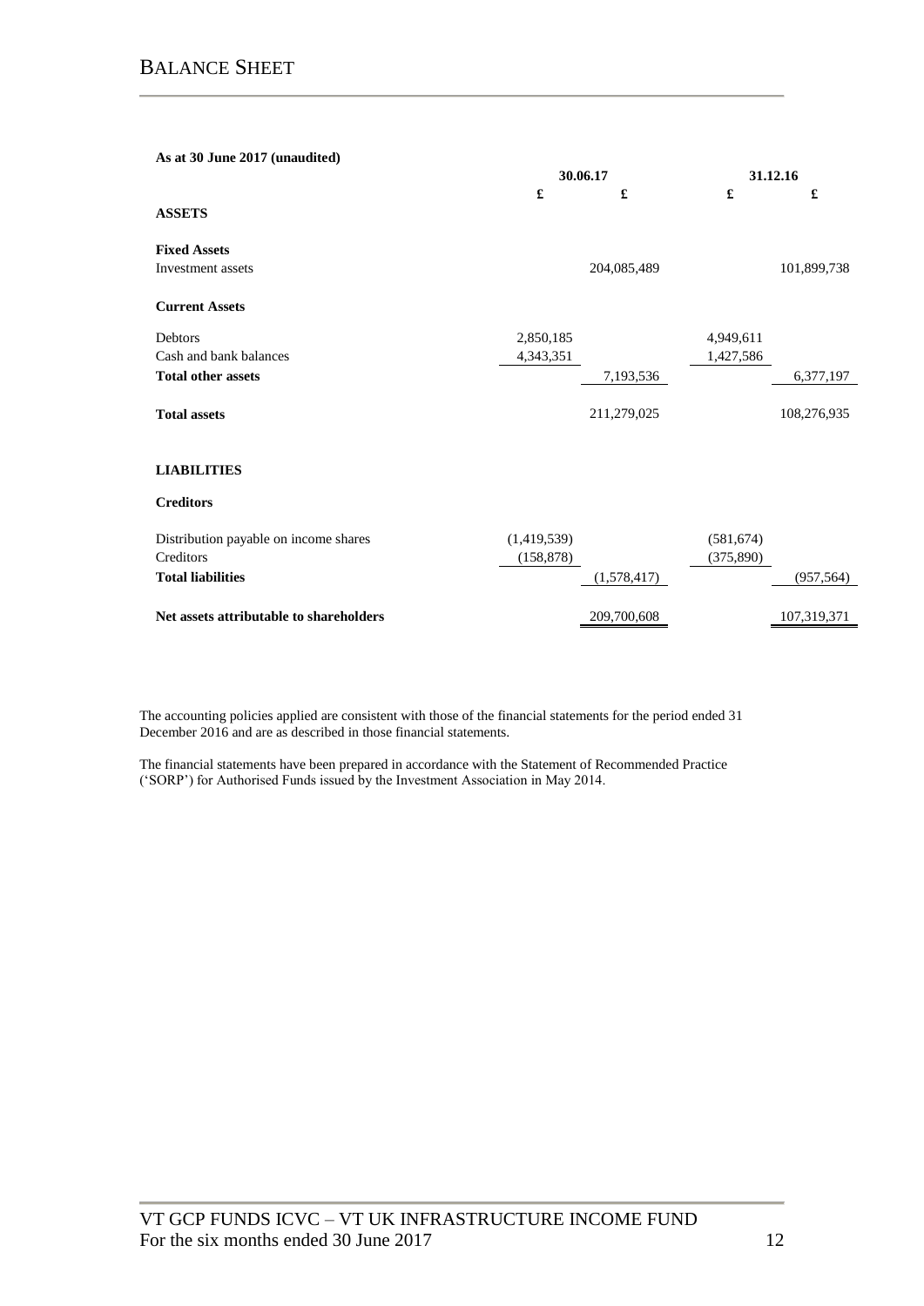# BALANCE SHEET

**As at 30 June 2017 (unaudited)**

| | 30.06.17 | | 31.12.16 | |
|---|---|---|---|---|
| | £ | £ | £ | £ |
| **ASSETS** | | | | |
| **Fixed Assets** | | | | |
| Investment assets | | 204,085,489 | | 101,899,738 |
| **Current Assets** | | | | |
| Debtors | 2,850,185 | | 4,949,611 | |
| Cash and bank balances | 4,343,351 | | 1,427,586 | |
| **Total other assets** | | 7,193,536 | | 6,377,197 |
| **Total assets** | | 211,279,025 | | 108,276,935 |
| **LIABILITIES** | | | | |
| **Creditors** | | | | |
| Distribution payable on income shares | (1,419,539) | | (581,674) | |
| Creditors | (158,878) | | (375,890) | |
| **Total liabilities** | | (1,578,417) | | (957,564) |
| **Net assets attributable to shareholders** | | 209,700,608 | | 107,319,371 |

The accounting policies applied are consistent with those of the financial statements for the period ended 31 December 2016 and are as described in those financial statements.

The financial statements have been prepared in accordance with the Statement of Recommended Practice ('SORP') for Authorised Funds issued by the Investment Association in May 2014.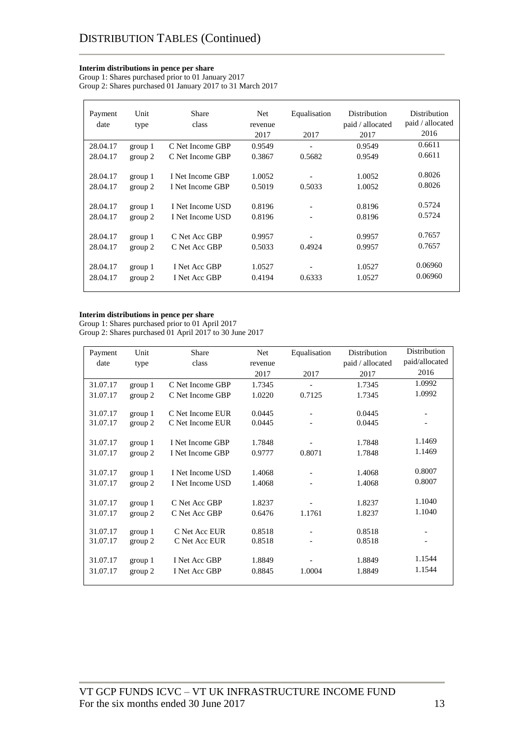# DISTRIBUTION TABLES (Continued)

**Interim distributions in pence per share**

Group 1: Shares purchased prior to 01 January 2017
Group 2: Shares purchased 01 January 2017 to 31 March 2017

| Payment date | Unit type | Share class | Net revenue 2017 | Equalisation 2017 | Distribution paid / allocated 2017 | Distribution paid / allocated 2016 |
|---|---|---|---|---|---|---|
| 28.04.17 | group 1 | C Net Income GBP | 0.9549 | - | 0.9549 | 0.6611 |
| 28.04.17 | group 2 | C Net Income GBP | 0.3867 | 0.5682 | 0.9549 | 0.6611 |
| 28.04.17 | group 1 | I Net Income GBP | 1.0052 | - | 1.0052 | 0.8026 |
| 28.04.17 | group 2 | I Net Income GBP | 0.5019 | 0.5033 | 1.0052 | 0.8026 |
| 28.04.17 | group 1 | I Net Income USD | 0.8196 | - | 0.8196 | 0.5724 |
| 28.04.17 | group 2 | I Net Income USD | 0.8196 | - | 0.8196 | 0.5724 |
| 28.04.17 | group 1 | C Net Acc GBP | 0.9957 | - | 0.9957 | 0.7657 |
| 28.04.17 | group 2 | C Net Acc GBP | 0.5033 | 0.4924 | 0.9957 | 0.7657 |
| 28.04.17 | group 1 | I Net Acc GBP | 1.0527 | - | 1.0527 | 0.06960 |
| 28.04.17 | group 2 | I Net Acc GBP | 0.4194 | 0.6333 | 1.0527 | 0.06960 |

**Interim distributions in pence per share**

Group 1: Shares purchased prior to 01 April 2017
Group 2: Shares purchased 01 April 2017 to 30 June 2017

| Payment date | Unit type | Share class | Net revenue 2017 | Equalisation 2017 | Distribution paid / allocated 2017 | Distribution paid/allocated 2016 |
|---|---|---|---|---|---|---|
| 31.07.17 | group 1 | C Net Income GBP | 1.7345 | - | 1.7345 | 1.0992 |
| 31.07.17 | group 2 | C Net Income GBP | 1.0220 | 0.7125 | 1.7345 | 1.0992 |
| 31.07.17 | group 1 | C Net Income EUR | 0.0445 | - | 0.0445 | - |
| 31.07.17 | group 2 | C Net Income EUR | 0.0445 | - | 0.0445 | - |
| 31.07.17 | group 1 | I Net Income GBP | 1.7848 | - | 1.7848 | 1.1469 |
| 31.07.17 | group 2 | I Net Income GBP | 0.9777 | 0.8071 | 1.7848 | 1.1469 |
| 31.07.17 | group 1 | I Net Income USD | 1.4068 | - | 1.4068 | 0.8007 |
| 31.07.17 | group 2 | I Net Income USD | 1.4068 | - | 1.4068 | 0.8007 |
| 31.07.17 | group 1 | C Net Acc GBP | 1.8237 | - | 1.8237 | 1.1040 |
| 31.07.17 | group 2 | C Net Acc GBP | 0.6476 | 1.1761 | 1.8237 | 1.1040 |
| 31.07.17 | group 1 | C Net Acc EUR | 0.8518 | - | 0.8518 | - |
| 31.07.17 | group 2 | C Net Acc EUR | 0.8518 | - | 0.8518 | - |
| 31.07.17 | group 1 | I Net Acc GBP | 1.8849 | - | 1.8849 | 1.1544 |
| 31.07.17 | group 2 | I Net Acc GBP | 0.8845 | 1.0004 | 1.8849 | 1.1544 |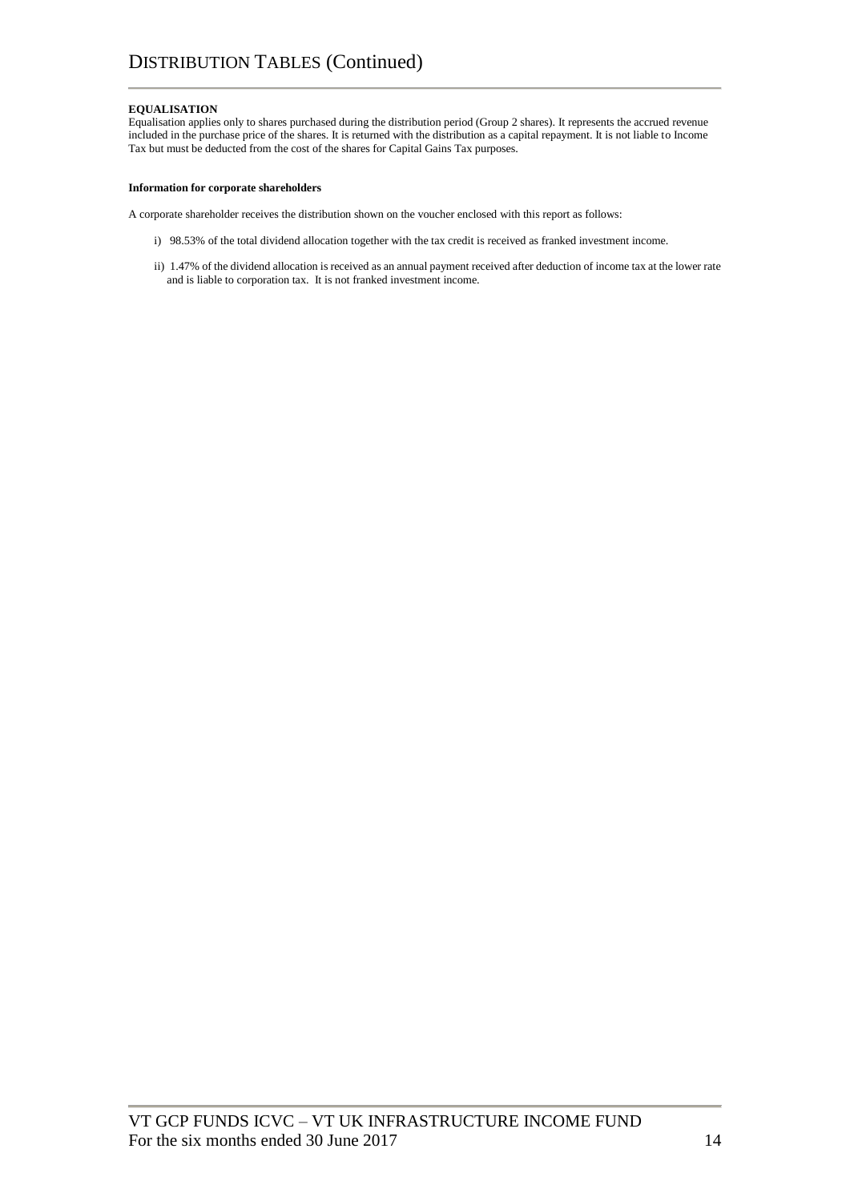# DISTRIBUTION TABLES (Continued)

**EQUALISATION**

Equalisation applies only to shares purchased during the distribution period (Group 2 shares). It represents the accrued revenue included in the purchase price of the shares. It is returned with the distribution as a capital repayment. It is not liable to Income Tax but must be deducted from the cost of the shares for Capital Gains Tax purposes.

**Information for corporate shareholders**

A corporate shareholder receives the distribution shown on the voucher enclosed with this report as follows:

i) 98.53% of the total dividend allocation together with the tax credit is received as franked investment income.

ii) 1.47% of the dividend allocation is received as an annual payment received after deduction of income tax at the lower rate and is liable to corporation tax. It is not franked investment income.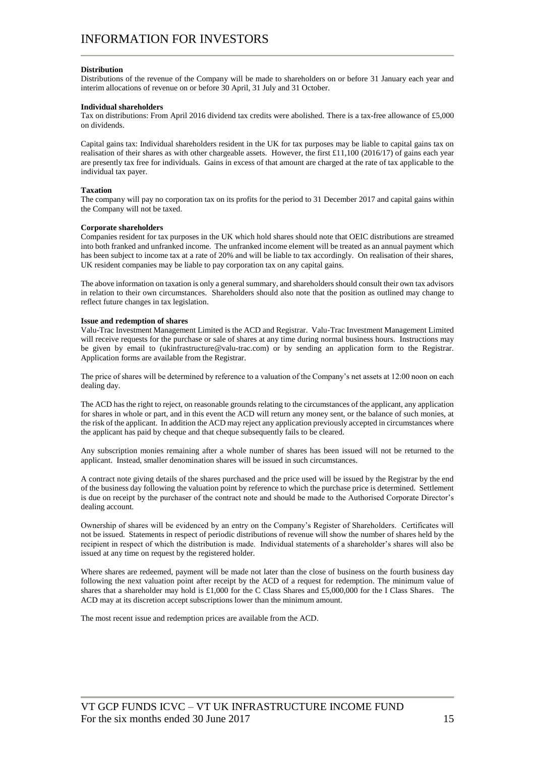# INFORMATION FOR INVESTORS

**Distribution**

Distributions of the revenue of the Company will be made to shareholders on or before 31 January each year and interim allocations of revenue on or before 30 April, 31 July and 31 October.

**Individual shareholders**

Tax on distributions: From April 2016 dividend tax credits were abolished. There is a tax-free allowance of £5,000 on dividends.

Capital gains tax: Individual shareholders resident in the UK for tax purposes may be liable to capital gains tax on realisation of their shares as with other chargeable assets. However, the first £11,100 (2016/17) of gains each year are presently tax free for individuals. Gains in excess of that amount are charged at the rate of tax applicable to the individual tax payer.

**Taxation**

The company will pay no corporation tax on its profits for the period to 31 December 2017 and capital gains within the Company will not be taxed.

**Corporate shareholders**

Companies resident for tax purposes in the UK which hold shares should note that OEIC distributions are streamed into both franked and unfranked income. The unfranked income element will be treated as an annual payment which has been subject to income tax at a rate of 20% and will be liable to tax accordingly. On realisation of their shares, UK resident companies may be liable to pay corporation tax on any capital gains.

The above information on taxation is only a general summary, and shareholders should consult their own tax advisors in relation to their own circumstances. Shareholders should also note that the position as outlined may change to reflect future changes in tax legislation.

**Issue and redemption of shares**

Valu-Trac Investment Management Limited is the ACD and Registrar. Valu-Trac Investment Management Limited will receive requests for the purchase or sale of shares at any time during normal business hours. Instructions may be given by email to (ukinfrastructure@valu-trac.com) or by sending an application form to the Registrar. Application forms are available from the Registrar.

The price of shares will be determined by reference to a valuation of the Company's net assets at 12:00 noon on each dealing day.

The ACD has the right to reject, on reasonable grounds relating to the circumstances of the applicant, any application for shares in whole or part, and in this event the ACD will return any money sent, or the balance of such monies, at the risk of the applicant. In addition the ACD may reject any application previously accepted in circumstances where the applicant has paid by cheque and that cheque subsequently fails to be cleared.

Any subscription monies remaining after a whole number of shares has been issued will not be returned to the applicant. Instead, smaller denomination shares will be issued in such circumstances.

A contract note giving details of the shares purchased and the price used will be issued by the Registrar by the end of the business day following the valuation point by reference to which the purchase price is determined. Settlement is due on receipt by the purchaser of the contract note and should be made to the Authorised Corporate Director's dealing account.

Ownership of shares will be evidenced by an entry on the Company's Register of Shareholders. Certificates will not be issued. Statements in respect of periodic distributions of revenue will show the number of shares held by the recipient in respect of which the distribution is made. Individual statements of a shareholder's shares will also be issued at any time on request by the registered holder.

Where shares are redeemed, payment will be made not later than the close of business on the fourth business day following the next valuation point after receipt by the ACD of a request for redemption. The minimum value of shares that a shareholder may hold is £1,000 for the C Class Shares and £5,000,000 for the I Class Shares. The ACD may at its discretion accept subscriptions lower than the minimum amount.

The most recent issue and redemption prices are available from the ACD.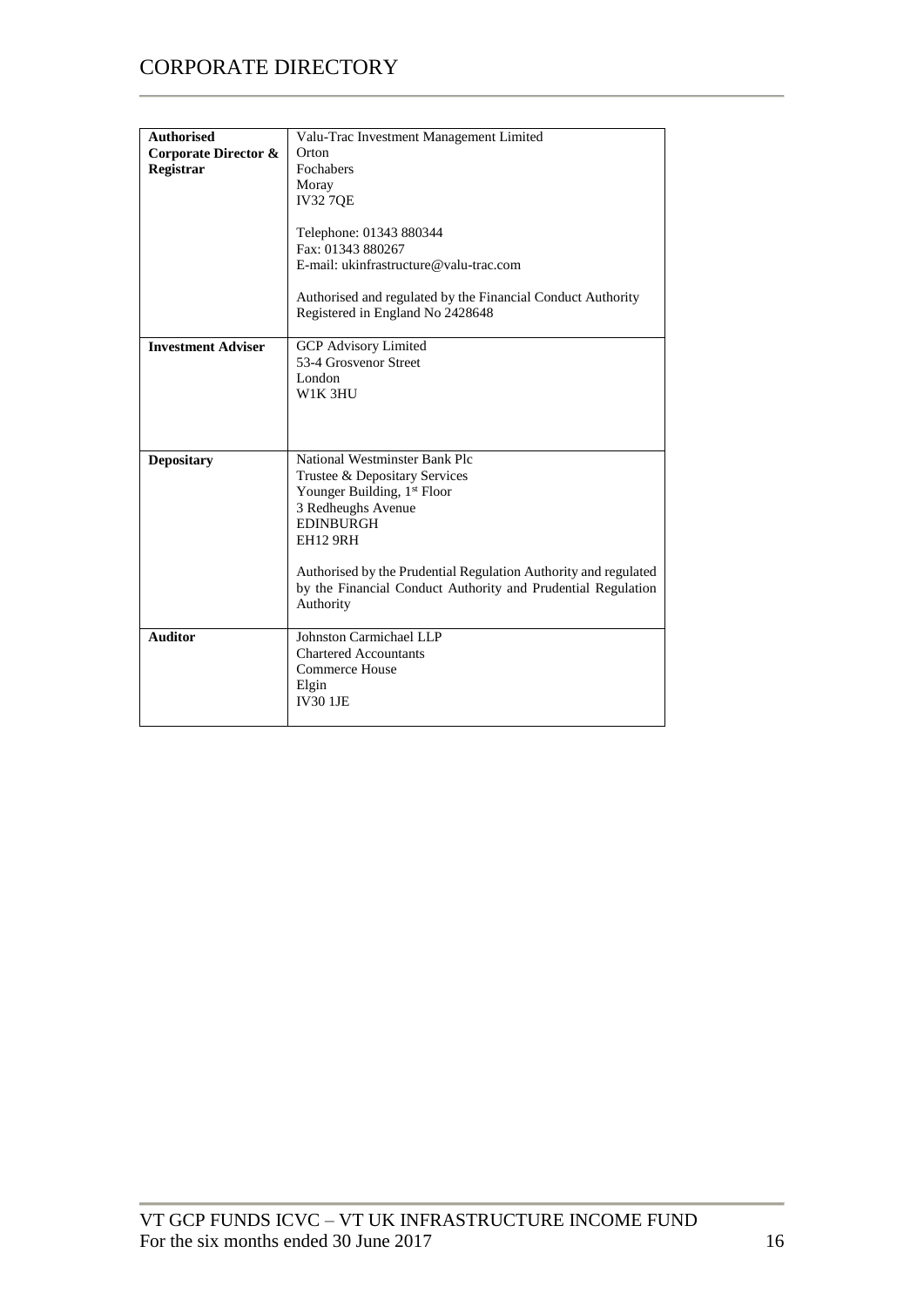# CORPORATE DIRECTORY

| | |
|---|---|
| **Authorised Corporate Director & Registrar** | Valu-Trac Investment Management Limited<br>Orton<br>Fochabers<br>Moray<br>IV32 7QE<br><br>Telephone: 01343 880344<br>Fax: 01343 880267<br>E-mail: ukinfrastructure@valu-trac.com<br><br>Authorised and regulated by the Financial Conduct Authority<br>Registered in England No 2428648 |
| **Investment Adviser** | GCP Advisory Limited<br>53-4 Grosvenor Street<br>London<br>W1K 3HU |
| **Depositary** | National Westminster Bank Plc<br>Trustee & Depositary Services<br>Younger Building, 1st Floor<br>3 Redheughs Avenue<br>EDINBURGH<br>EH12 9RH<br><br>Authorised by the Prudential Regulation Authority and regulated by the Financial Conduct Authority and Prudential Regulation Authority |
| **Auditor** | Johnston Carmichael LLP<br>Chartered Accountants<br>Commerce House<br>Elgin<br>IV30 1JE |